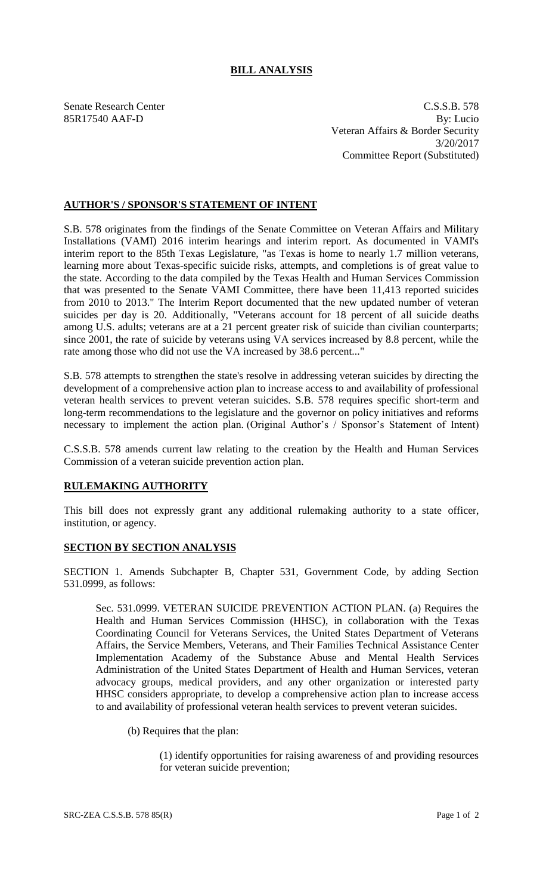# BILL ANALYSIS

Senate Research Center
85R17540 AAF-D

C.S.S.B. 578
By: Lucio
Veteran Affairs & Border Security
3/20/2017
Committee Report (Substituted)

## AUTHOR'S / SPONSOR'S STATEMENT OF INTENT

S.B. 578 originates from the findings of the Senate Committee on Veteran Affairs and Military Installations (VAMI) 2016 interim hearings and interim report. As documented in VAMI's interim report to the 85th Texas Legislature, "as Texas is home to nearly 1.7 million veterans, learning more about Texas-specific suicide risks, attempts, and completions is of great value to the state. According to the data compiled by the Texas Health and Human Services Commission that was presented to the Senate VAMI Committee, there have been 11,413 reported suicides from 2010 to 2013." The Interim Report documented that the new updated number of veteran suicides per day is 20. Additionally, "Veterans account for 18 percent of all suicide deaths among U.S. adults; veterans are at a 21 percent greater risk of suicide than civilian counterparts; since 2001, the rate of suicide by veterans using VA services increased by 8.8 percent, while the rate among those who did not use the VA increased by 38.6 percent..."

S.B. 578 attempts to strengthen the state's resolve in addressing veteran suicides by directing the development of a comprehensive action plan to increase access to and availability of professional veteran health services to prevent veteran suicides. S.B. 578 requires specific short-term and long-term recommendations to the legislature and the governor on policy initiatives and reforms necessary to implement the action plan. (Original Author's / Sponsor's Statement of Intent)

C.S.S.B. 578 amends current law relating to the creation by the Health and Human Services Commission of a veteran suicide prevention action plan.

## RULEMAKING AUTHORITY

This bill does not expressly grant any additional rulemaking authority to a state officer, institution, or agency.

## SECTION BY SECTION ANALYSIS

SECTION 1. Amends Subchapter B, Chapter 531, Government Code, by adding Section 531.0999, as follows:

Sec. 531.0999. VETERAN SUICIDE PREVENTION ACTION PLAN. (a) Requires the Health and Human Services Commission (HHSC), in collaboration with the Texas Coordinating Council for Veterans Services, the United States Department of Veterans Affairs, the Service Members, Veterans, and Their Families Technical Assistance Center Implementation Academy of the Substance Abuse and Mental Health Services Administration of the United States Department of Health and Human Services, veteran advocacy groups, medical providers, and any other organization or interested party HHSC considers appropriate, to develop a comprehensive action plan to increase access to and availability of professional veteran health services to prevent veteran suicides.

(b) Requires that the plan:

(1) identify opportunities for raising awareness of and providing resources for veteran suicide prevention;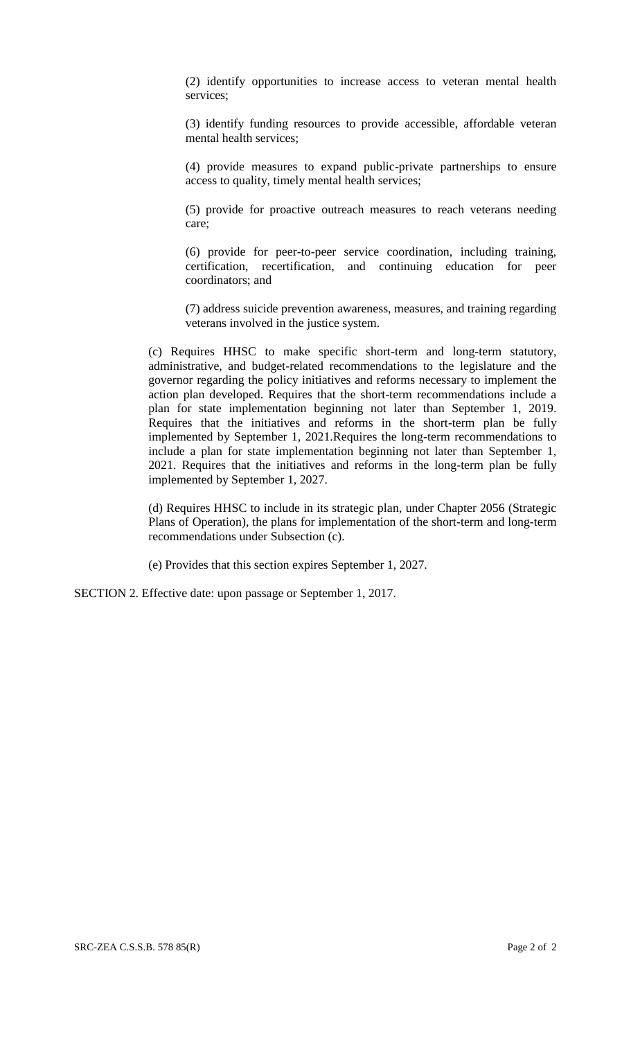(2) identify opportunities to increase access to veteran mental health services;

(3) identify funding resources to provide accessible, affordable veteran mental health services;

(4) provide measures to expand public-private partnerships to ensure access to quality, timely mental health services;

(5) provide for proactive outreach measures to reach veterans needing care;

(6) provide for peer-to-peer service coordination, including training, certification, recertification, and continuing education for peer coordinators; and

(7) address suicide prevention awareness, measures, and training regarding veterans involved in the justice system.

(c) Requires HHSC to make specific short-term and long-term statutory, administrative, and budget-related recommendations to the legislature and the governor regarding the policy initiatives and reforms necessary to implement the action plan developed. Requires that the short-term recommendations include a plan for state implementation beginning not later than September 1, 2019. Requires that the initiatives and reforms in the short-term plan be fully implemented by September 1, 2021.Requires the long-term recommendations to include a plan for state implementation beginning not later than September 1, 2021. Requires that the initiatives and reforms in the long-term plan be fully implemented by September 1, 2027.

(d) Requires HHSC to include in its strategic plan, under Chapter 2056 (Strategic Plans of Operation), the plans for implementation of the short-term and long-term recommendations under Subsection (c).

(e) Provides that this section expires September 1, 2027.

SECTION 2. Effective date: upon passage or September 1, 2017.